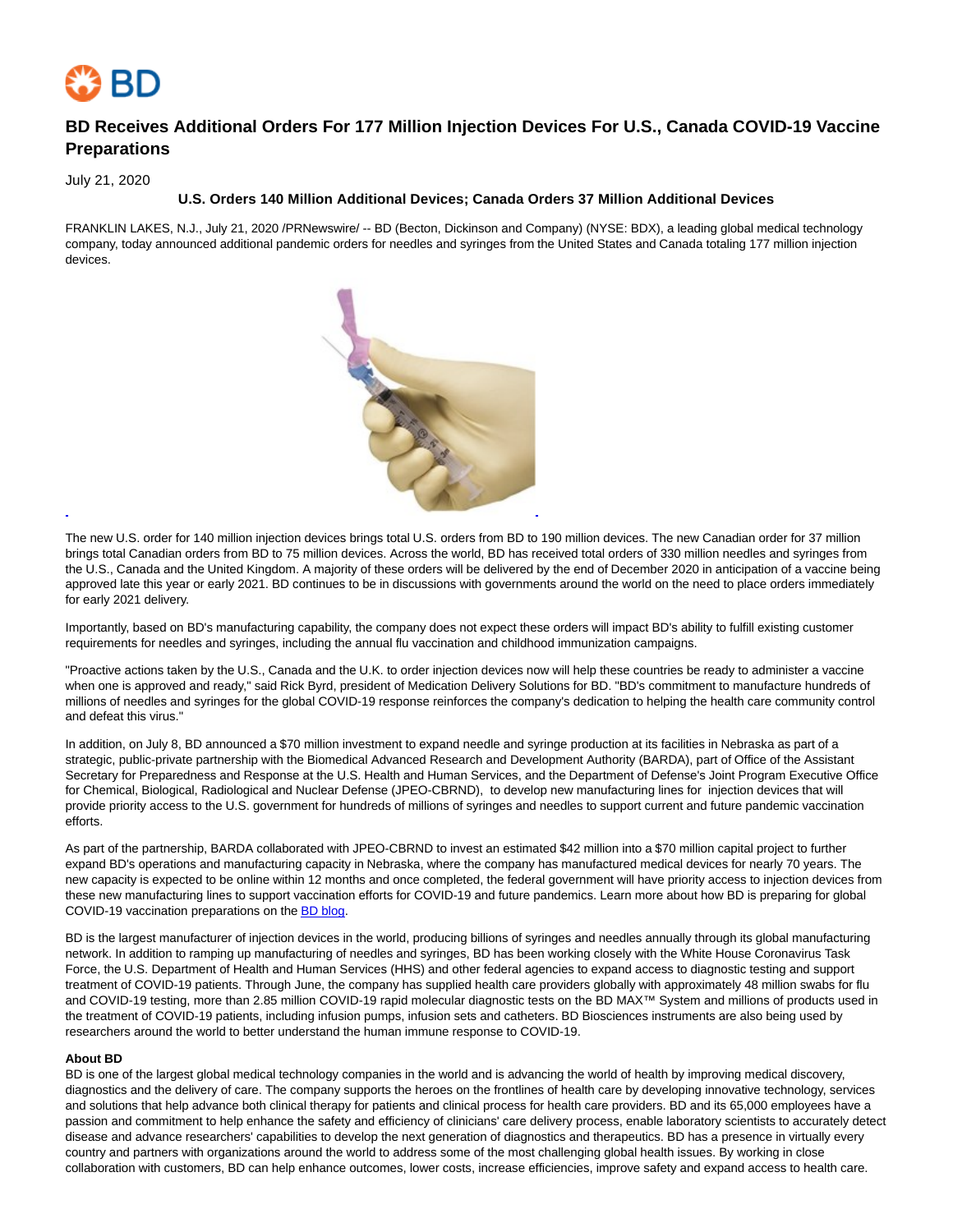# BD Receives Additional Orders For 177 Million Injection Devices For U.S., Canada COVID-19 Vaccine Preparations

July 21, 2020

**U.S. Orders 140 Million Additional Devices; Canada Orders 37 Million Additional Devices**

FRANKLIN LAKES, N.J., July 21, 2020 /PRNewswire/ -- BD (Becton, Dickinson and Company) (NYSE: BDX), a leading global medical technology company, today announced additional pandemic orders for needles and syringes from the United States and Canada totaling 177 million injection devices.

The new U.S. order for 140 million injection devices brings total U.S. orders from BD to 190 million devices. The new Canadian order for 37 million brings total Canadian orders from BD to 75 million devices. Across the world, BD has received total orders of 330 million needles and syringes from the U.S., Canada and the United Kingdom. A majority of these orders will be delivered by the end of December 2020 in anticipation of a vaccine being approved late this year or early 2021. BD continues to be in discussions with governments around the world on the need to place orders immediately for early 2021 delivery.

Importantly, based on BD's manufacturing capability, the company does not expect these orders will impact BD's ability to fulfill existing customer requirements for needles and syringes, including the annual flu vaccination and childhood immunization campaigns.

"Proactive actions taken by the U.S., Canada and the U.K. to order injection devices now will help these countries be ready to administer a vaccine when one is approved and ready," said Rick Byrd, president of Medication Delivery Solutions for BD. "BD's commitment to manufacture hundreds of millions of needles and syringes for the global COVID-19 response reinforces the company's dedication to helping the health care community control and defeat this virus."

In addition, on July 8, BD announced a $70 million investment to expand needle and syringe production at its facilities in Nebraska as part of a strategic, public-private partnership with the Biomedical Advanced Research and Development Authority (BARDA), part of Office of the Assistant Secretary for Preparedness and Response at the U.S. Health and Human Services, and the Department of Defense's Joint Program Executive Office for Chemical, Biological, Radiological and Nuclear Defense (JPEO-CBRND), to develop new manufacturing lines for injection devices that will provide priority access to the U.S. government for hundreds of millions of syringes and needles to support current and future pandemic vaccination efforts.

As part of the partnership, BARDA collaborated with JPEO-CBRND to invest an estimated $42 million into a $70 million capital project to further expand BD's operations and manufacturing capacity in Nebraska, where the company has manufactured medical devices for nearly 70 years. The new capacity is expected to be online within 12 months and once completed, the federal government will have priority access to injection devices from these new manufacturing lines to support vaccination efforts for COVID-19 and future pandemics. Learn more about how BD is preparing for global COVID-19 vaccination preparations on the BD blog.

BD is the largest manufacturer of injection devices in the world, producing billions of syringes and needles annually through its global manufacturing network. In addition to ramping up manufacturing of needles and syringes, BD has been working closely with the White House Coronavirus Task Force, the U.S. Department of Health and Human Services (HHS) and other federal agencies to expand access to diagnostic testing and support treatment of COVID-19 patients. Through June, the company has supplied health care providers globally with approximately 48 million swabs for flu and COVID-19 testing, more than 2.85 million COVID-19 rapid molecular diagnostic tests on the BD MAX™ System and millions of products used in the treatment of COVID-19 patients, including infusion pumps, infusion sets and catheters. BD Biosciences instruments are also being used by researchers around the world to better understand the human immune response to COVID-19.

**About BD**

BD is one of the largest global medical technology companies in the world and is advancing the world of health by improving medical discovery, diagnostics and the delivery of care. The company supports the heroes on the frontlines of health care by developing innovative technology, services and solutions that help advance both clinical therapy for patients and clinical process for health care providers. BD and its 65,000 employees have a passion and commitment to help enhance the safety and efficiency of clinicians' care delivery process, enable laboratory scientists to accurately detect disease and advance researchers' capabilities to develop the next generation of diagnostics and therapeutics. BD has a presence in virtually every country and partners with organizations around the world to address some of the most challenging global health issues. By working in close collaboration with customers, BD can help enhance outcomes, lower costs, increase efficiencies, improve safety and expand access to health care.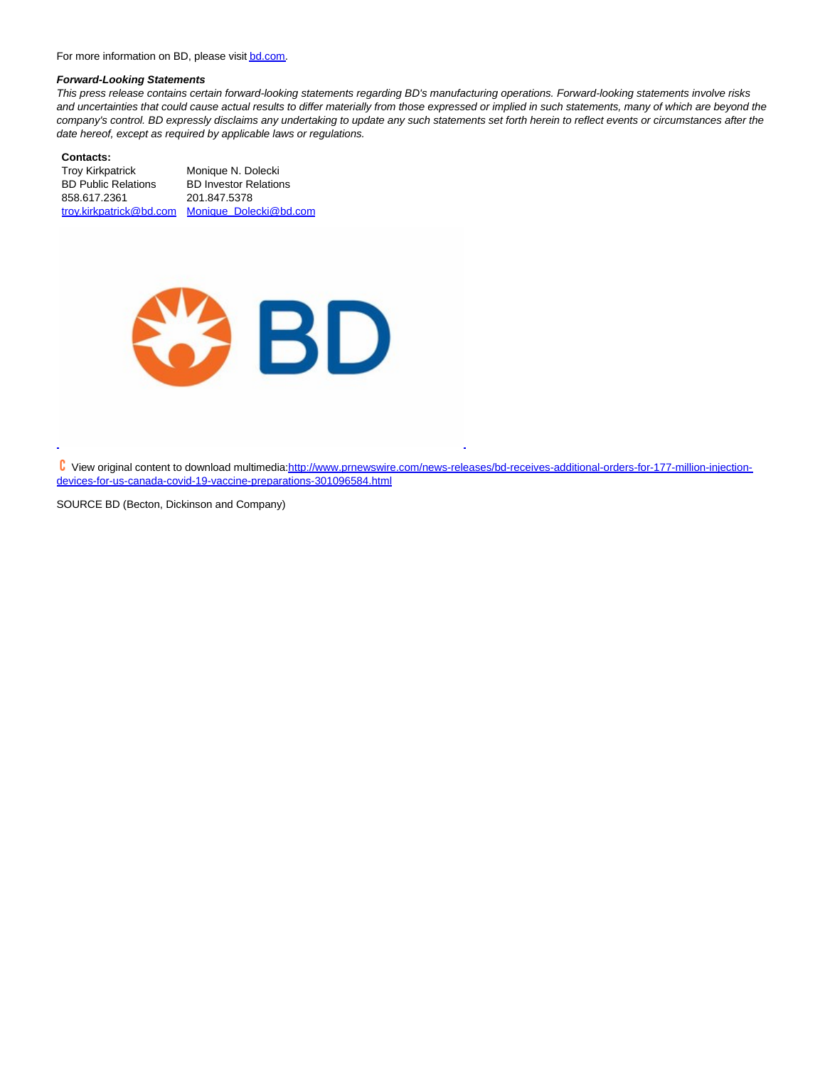For more information on BD, please visit bd.com.

***Forward-Looking Statements***

*This press release contains certain forward-looking statements regarding BD's manufacturing operations. Forward-looking statements involve risks and uncertainties that could cause actual results to differ materially from those expressed or implied in such statements, many of which are beyond the company's control. BD expressly disclaims any undertaking to update any such statements set forth herein to reflect events or circumstances after the date hereof, except as required by applicable laws or regulations.*

**Contacts:**

| | |
|---|---|
| Troy Kirkpatrick | Monique N. Dolecki |
| BD Public Relations | BD Investor Relations |
| 858.617.2361 | 201.847.5378 |
| troy.kirkpatrick@bd.com | Monique_Dolecki@bd.com |

View original content to download multimedia:http://www.prnewswire.com/news-releases/bd-receives-additional-orders-for-177-million-injection-devices-for-us-canada-covid-19-vaccine-preparations-301096584.html

SOURCE BD (Becton, Dickinson and Company)